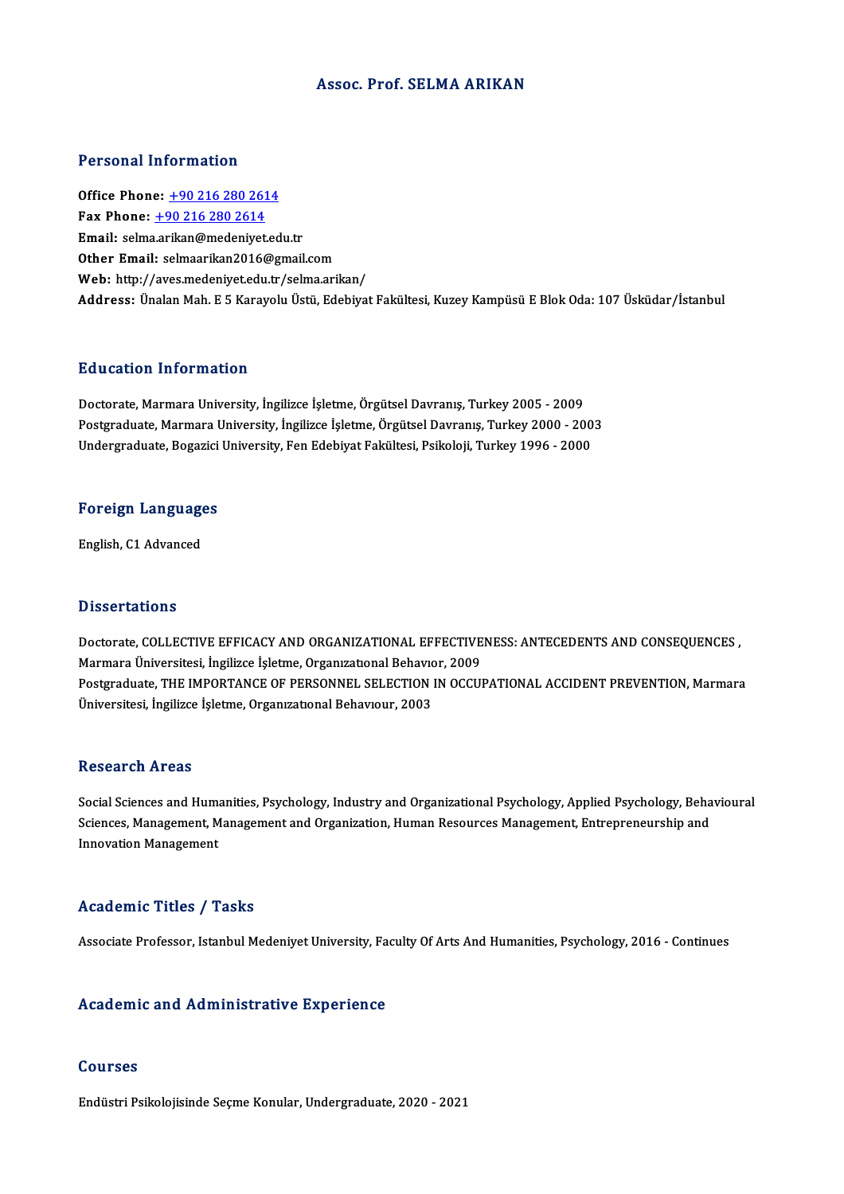# Assoc. Prof. SELMA ARIKAN

## Personal Information

**Office Phone:** +90 216 280 2614
**Fax Phone:** +90 216 280 2614
**Email:** selma.arikan@medeniyet.edu.tr
**Other Email:** selmaarikan2016@gmail.com
**Web:** http://aves.medeniyet.edu.tr/selma.arikan/
**Address:** Ünalan Mah. E 5 Karayolu Üstü, Edebiyat Fakültesi, Kuzey Kampüsü E Blok Oda: 107 Üsküdar/İstanbul

## Education Information

Doctorate, Marmara University, İngilizce İşletme, Örgütsel Davranış, Turkey 2005 - 2009
Postgraduate, Marmara University, İngilizce İşletme, Örgütsel Davranış, Turkey 2000 - 2003
Undergraduate, Bogazici University, Fen Edebiyat Fakültesi, Psikoloji, Turkey 1996 - 2000

## Foreign Languages

English, C1 Advanced

## Dissertations

Doctorate, COLLECTIVE EFFICACY AND ORGANIZATIONAL EFFECTIVENESS: ANTECEDENTS AND CONSEQUENCES , Marmara Üniversitesi, İngilizce İşletme, Organızatıonal Behavıor, 2009
Postgraduate, THE IMPORTANCE OF PERSONNEL SELECTION IN OCCUPATIONAL ACCIDENT PREVENTION, Marmara Üniversitesi, İngilizce İşletme, Organızatıonal Behavıour, 2003

## Research Areas

Social Sciences and Humanities, Psychology, Industry and Organizational Psychology, Applied Psychology, Behavioural Sciences, Management, Management and Organization, Human Resources Management, Entrepreneurship and Innovation Management

## Academic Titles / Tasks

Associate Professor, Istanbul Medeniyet University, Faculty Of Arts And Humanities, Psychology, 2016 - Continues

## Academic and Administrative Experience

## Courses

Endüstri Psikolojisinde Seçme Konular, Undergraduate, 2020 - 2021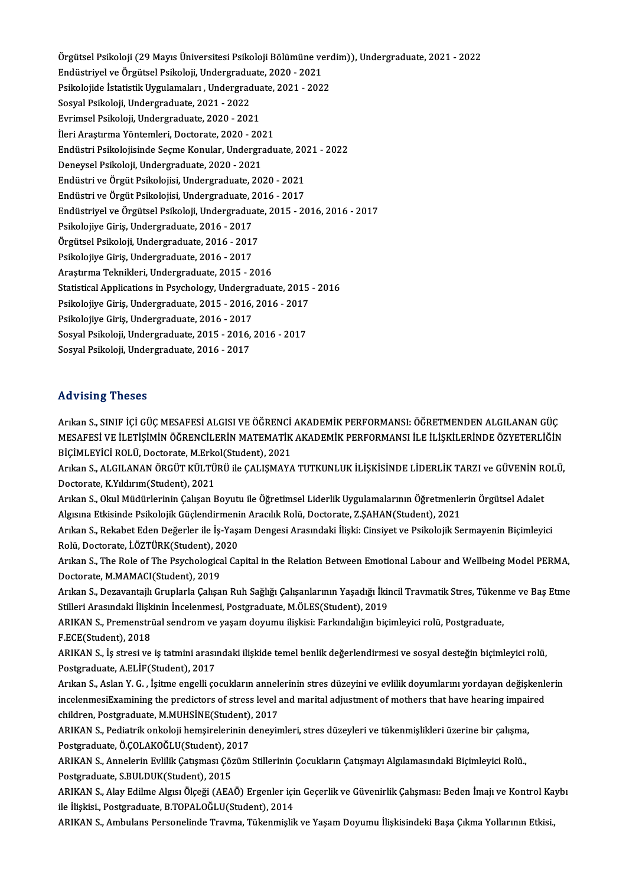Örgütsel Psikoloji (29 Mayıs Üniversitesi Psikoloji Bölümüne verdim)), Undergraduate, 2021 - 2022
Endüstriyel ve Örgütsel Psikoloji, Undergraduate, 2020 - 2021
Psikolojide İstatistik Uygulamaları , Undergraduate, 2021 - 2022
Sosyal Psikoloji, Undergraduate, 2021 - 2022
Evrimsel Psikoloji, Undergraduate, 2020 - 2021
İleri Araştırma Yöntemleri, Doctorate, 2020 - 2021
Endüstri Psikolojisinde Seçme Konular, Undergraduate, 2021 - 2022
Deneysel Psikoloji, Undergraduate, 2020 - 2021
Endüstri ve Örgüt Psikolojisi, Undergraduate, 2020 - 2021
Endüstri ve Örgüt Psikolojisi, Undergraduate, 2016 - 2017
Endüstriyel ve Örgütsel Psikoloji, Undergraduate, 2015 - 2016, 2016 - 2017
Psikolojiye Giriş, Undergraduate, 2016 - 2017
Örgütsel Psikoloji, Undergraduate, 2016 - 2017
Psikolojiye Giriş, Undergraduate, 2016 - 2017
Araştırma Teknikleri, Undergraduate, 2015 - 2016
Statistical Applications in Psychology, Undergraduate, 2015 - 2016
Psikolojiye Giriş, Undergraduate, 2015 - 2016, 2016 - 2017
Psikolojiye Giriş, Undergraduate, 2016 - 2017
Sosyal Psikoloji, Undergraduate, 2015 - 2016, 2016 - 2017
Sosyal Psikoloji, Undergraduate, 2016 - 2017

## Advising Theses

Arıkan S., SINIF İÇİ GÜÇ MESAFESİ ALGISI VE ÖĞRENCİ AKADEMİK PERFORMANSI: ÖĞRETMENDEN ALGILANAN GÜÇ MESAFESİ VE İLETİŞİMİN ÖĞRENCİLERİN MATEMATİK AKADEMİK PERFORMANSI İLE İLİŞKİLERİNDE ÖZYETERLİĞİN BİÇİMLEYİCİ ROLÜ, Doctorate, M.Erkol(Student), 2021

Arıkan S., ALGILANAN ÖRGÜT KÜLTÜRÜ ile ÇALIŞMAYA TUTKUNLUK İLİŞKİSİNDE LİDERLİK TARZI ve GÜVENİN ROLÜ, Doctorate, K.Yıldırım(Student), 2021

Arıkan S., Okul Müdürlerinin Çalışan Boyutu ile Öğretimsel Liderlik Uygulamalarının Öğretmenlerin Örgütsel Adalet Algısına Etkisinde Psikolojik Güçlendirmenin Aracılık Rolü, Doctorate, Z.ŞAHAN(Student), 2021

Arıkan S., Rekabet Eden Değerler ile İş-Yaşam Dengesi Arasındaki İlişki: Cinsiyet ve Psikolojik Sermayenin Biçimleyici Rolü, Doctorate, İ.ÖZTÜRK(Student), 2020

Arıkan S., The Role of The Psychological Capital in the Relation Between Emotional Labour and Wellbeing Model PERMA, Doctorate, M.MAMACI(Student), 2019

Arıkan S., Dezavantajlı Gruplarla Çalışan Ruh Sağlığı Çalışanlarının Yaşadığı İkincil Travmatik Stres, Tükenme ve Baş Etme Stilleri Arasındaki İlişkinin İncelenmesi, Postgraduate, M.ÖLES(Student), 2019

ARIKAN S., Premenstrüal sendrom ve yaşam doyumu ilişkisi: Farkındalığın biçimleyici rolü, Postgraduate, F.ECE(Student), 2018

ARIKAN S., İş stresi ve iş tatmini arasındaki ilişkide temel benlik değerlendirmesi ve sosyal desteğin biçimleyici rolü, Postgraduate, A.ELİF(Student), 2017

Arıkan S., Aslan Y. G. , İşitme engelli çocukların annelerinin stres düzeyini ve evlilik doyumlarını yordayan değişkenlerin incelenmesiExamining the predictors of stress level and marital adjustment of mothers that have hearing impaired children, Postgraduate, M.MUHSİNE(Student), 2017

ARIKAN S., Pediatrik onkoloji hemşirelerinin deneyimleri, stres düzeyleri ve tükenmişlikleri üzerine bir çalışma, Postgraduate, Ö.ÇOLAKOĞLU(Student), 2017

ARIKAN S., Annelerin Evlilik Çatışması Çözüm Stillerinin Çocukların Çatışmayı Algılamasındaki Biçimleyici Rolü., Postgraduate, S.BULDUK(Student), 2015

ARIKAN S., Alay Edilme Algısı Ölçeği (AEAÖ) Ergenler için Geçerlik ve Güvenirlik Çalışması: Beden İmajı ve Kontrol Kaybı ile İlişkisi., Postgraduate, B.TOPALOĞLU(Student), 2014

ARIKAN S., Ambulans Personelinde Travma, Tükenmişlik ve Yaşam Doyumu İlişkisindeki Başa Çıkma Yollarının Etkisi.,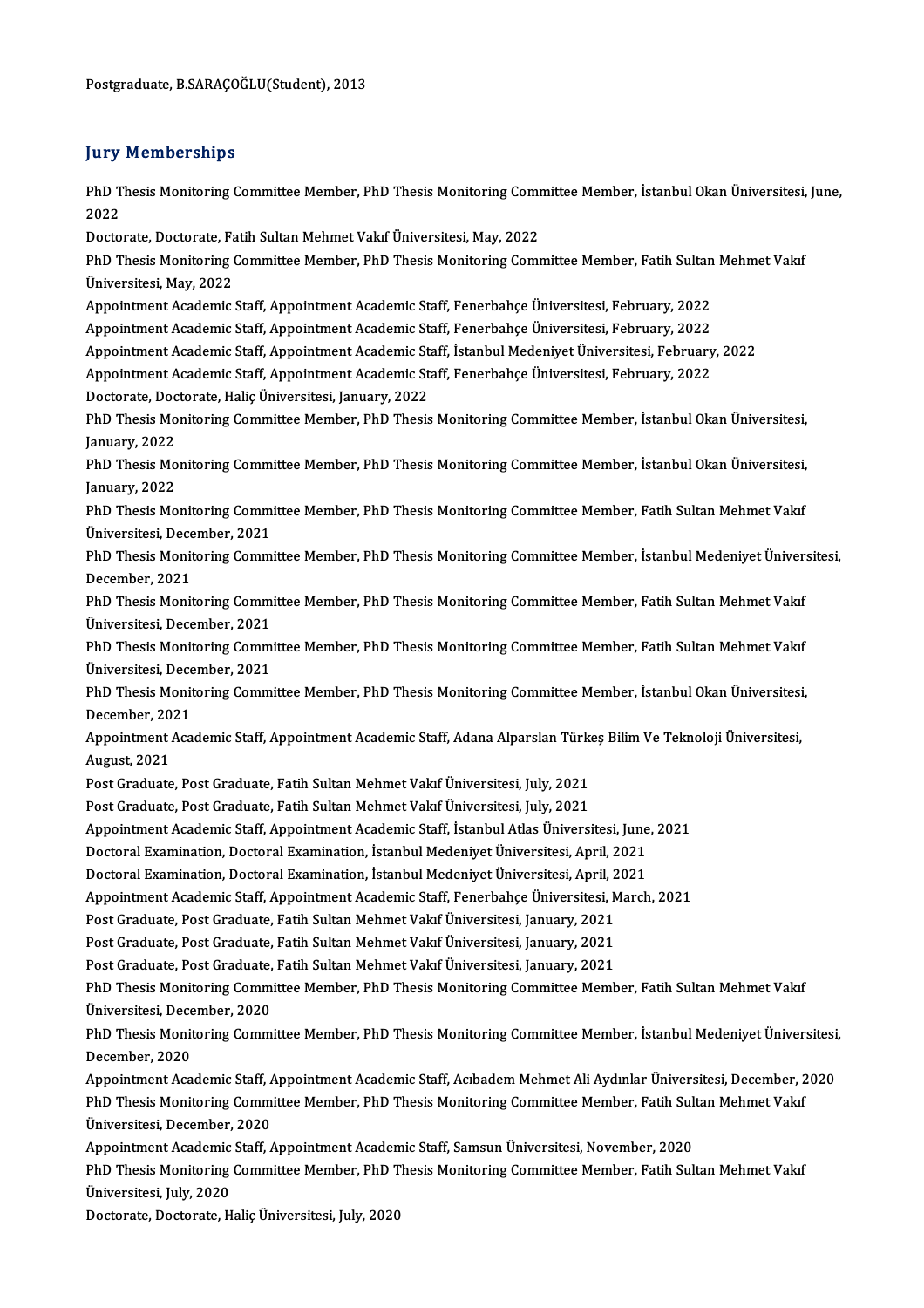Postgraduate, B.SARAÇOĞLU(Student), 2013

## Jury Memberships

PhD Thesis Monitoring Committee Member, PhD Thesis Monitoring Committee Member, İstanbul Okan Üniversitesi, June, 2022

Doctorate, Doctorate, Fatih Sultan Mehmet Vakıf Üniversitesi, May, 2022

PhD Thesis Monitoring Committee Member, PhD Thesis Monitoring Committee Member, Fatih Sultan Mehmet Vakıf Üniversitesi, May, 2022

Appointment Academic Staff, Appointment Academic Staff, Fenerbahçe Üniversitesi, February, 2022

Appointment Academic Staff, Appointment Academic Staff, Fenerbahçe Üniversitesi, February, 2022

Appointment Academic Staff, Appointment Academic Staff, İstanbul Medeniyet Üniversitesi, February, 2022

Appointment Academic Staff, Appointment Academic Staff, Fenerbahçe Üniversitesi, February, 2022

Doctorate, Doctorate, Haliç Üniversitesi, January, 2022

PhD Thesis Monitoring Committee Member, PhD Thesis Monitoring Committee Member, İstanbul Okan Üniversitesi, January, 2022

PhD Thesis Monitoring Committee Member, PhD Thesis Monitoring Committee Member, İstanbul Okan Üniversitesi, January, 2022

PhD Thesis Monitoring Committee Member, PhD Thesis Monitoring Committee Member, Fatih Sultan Mehmet Vakıf Üniversitesi, December, 2021

PhD Thesis Monitoring Committee Member, PhD Thesis Monitoring Committee Member, İstanbul Medeniyet Üniversitesi, December, 2021

PhD Thesis Monitoring Committee Member, PhD Thesis Monitoring Committee Member, Fatih Sultan Mehmet Vakıf Üniversitesi, December, 2021

PhD Thesis Monitoring Committee Member, PhD Thesis Monitoring Committee Member, Fatih Sultan Mehmet Vakıf Üniversitesi, December, 2021

PhD Thesis Monitoring Committee Member, PhD Thesis Monitoring Committee Member, İstanbul Okan Üniversitesi, December, 2021

Appointment Academic Staff, Appointment Academic Staff, Adana Alparslan Türkeş Bilim Ve Teknoloji Üniversitesi, August, 2021

Post Graduate, Post Graduate, Fatih Sultan Mehmet Vakıf Üniversitesi, July, 2021

Post Graduate, Post Graduate, Fatih Sultan Mehmet Vakıf Üniversitesi, July, 2021

Appointment Academic Staff, Appointment Academic Staff, İstanbul Atlas Üniversitesi, June, 2021

Doctoral Examination, Doctoral Examination, İstanbul Medeniyet Üniversitesi, April, 2021

Doctoral Examination, Doctoral Examination, İstanbul Medeniyet Üniversitesi, April, 2021

Appointment Academic Staff, Appointment Academic Staff, Fenerbahçe Üniversitesi, March, 2021

Post Graduate, Post Graduate, Fatih Sultan Mehmet Vakıf Üniversitesi, January, 2021

Post Graduate, Post Graduate, Fatih Sultan Mehmet Vakıf Üniversitesi, January, 2021

Post Graduate, Post Graduate, Fatih Sultan Mehmet Vakıf Üniversitesi, January, 2021

PhD Thesis Monitoring Committee Member, PhD Thesis Monitoring Committee Member, Fatih Sultan Mehmet Vakıf Üniversitesi, December, 2020

PhD Thesis Monitoring Committee Member, PhD Thesis Monitoring Committee Member, İstanbul Medeniyet Üniversitesi, December, 2020

Appointment Academic Staff, Appointment Academic Staff, Acıbadem Mehmet Ali Aydınlar Üniversitesi, December, 2020

PhD Thesis Monitoring Committee Member, PhD Thesis Monitoring Committee Member, Fatih Sultan Mehmet Vakıf Üniversitesi, December, 2020

Appointment Academic Staff, Appointment Academic Staff, Samsun Üniversitesi, November, 2020

PhD Thesis Monitoring Committee Member, PhD Thesis Monitoring Committee Member, Fatih Sultan Mehmet Vakıf Üniversitesi, July, 2020

Doctorate, Doctorate, Haliç Üniversitesi, July, 2020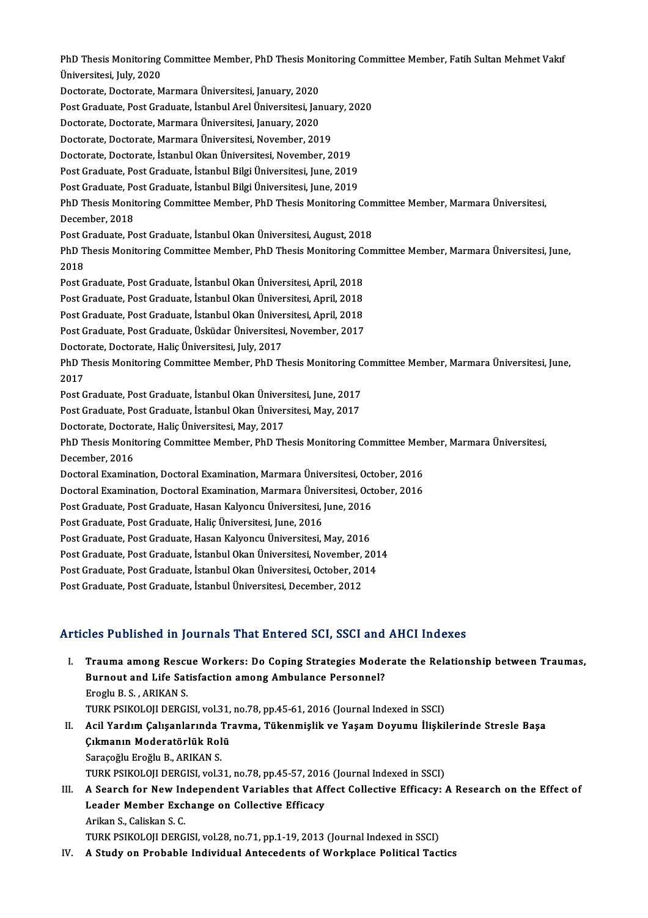PhD Thesis Monitoring Committee Member, PhD Thesis Monitoring Committee Member, Fatih Sultan Mehmet Vakıf Üniversitesi, July, 2020

Doctorate, Doctorate, Marmara Üniversitesi, January, 2020

Post Graduate, Post Graduate, İstanbul Arel Üniversitesi, January, 2020

Doctorate, Doctorate, Marmara Üniversitesi, January, 2020

Doctorate, Doctorate, Marmara Üniversitesi, November, 2019

Doctorate, Doctorate, İstanbul Okan Üniversitesi, November, 2019

Post Graduate, Post Graduate, İstanbul Bilgi Üniversitesi, June, 2019

Post Graduate, Post Graduate, İstanbul Bilgi Üniversitesi, June, 2019

PhD Thesis Monitoring Committee Member, PhD Thesis Monitoring Committee Member, Marmara Üniversitesi, December, 2018

Post Graduate, Post Graduate, İstanbul Okan Üniversitesi, August, 2018

PhD Thesis Monitoring Committee Member, PhD Thesis Monitoring Committee Member, Marmara Üniversitesi, June, 2018

Post Graduate, Post Graduate, İstanbul Okan Üniversitesi, April, 2018

Post Graduate, Post Graduate, İstanbul Okan Üniversitesi, April, 2018

Post Graduate, Post Graduate, İstanbul Okan Üniversitesi, April, 2018

Post Graduate, Post Graduate, Üsküdar Üniversitesi, November, 2017

Doctorate, Doctorate, Haliç Üniversitesi, July, 2017

PhD Thesis Monitoring Committee Member, PhD Thesis Monitoring Committee Member, Marmara Üniversitesi, June, 2017

Post Graduate, Post Graduate, İstanbul Okan Üniversitesi, June, 2017

Post Graduate, Post Graduate, İstanbul Okan Üniversitesi, May, 2017

Doctorate, Doctorate, Haliç Üniversitesi, May, 2017

PhD Thesis Monitoring Committee Member, PhD Thesis Monitoring Committee Member, Marmara Üniversitesi, December, 2016

Doctoral Examination, Doctoral Examination, Marmara Üniversitesi, October, 2016

Doctoral Examination, Doctoral Examination, Marmara Üniversitesi, October, 2016

Post Graduate, Post Graduate, Hasan Kalyoncu Üniversitesi, June, 2016

Post Graduate, Post Graduate, Haliç Üniversitesi, June, 2016

Post Graduate, Post Graduate, Hasan Kalyoncu Üniversitesi, May, 2016

Post Graduate, Post Graduate, İstanbul Okan Üniversitesi, November, 2014

Post Graduate, Post Graduate, İstanbul Okan Üniversitesi, October, 2014

Post Graduate, Post Graduate, İstanbul Üniversitesi, December, 2012

## Articles Published in Journals That Entered SCI, SSCI and AHCI Indexes

I. **Trauma among Rescue Workers: Do Coping Strategies Moderate the Relationship between Traumas, Burnout and Life Satisfaction among Ambulance Personnel?**
   Eroglu B. S. , ARIKAN S.
   TURK PSIKOLOJI DERGISI, vol.31, no.78, pp.45-61, 2016 (Journal Indexed in SSCI)

II. **Acil Yardım Çalışanlarında Travma, Tükenmişlik ve Yaşam Doyumu İlişkilerinde Stresle Başa Çıkmanın Moderatörlük Rolü**
   Saraçoğlu Eroğlu B., ARIKAN S.
   TURK PSIKOLOJI DERGISI, vol.31, no.78, pp.45-57, 2016 (Journal Indexed in SSCI)

III. **A Search for New Independent Variables that Affect Collective Efficacy: A Research on the Effect of Leader Member Exchange on Collective Efficacy**
   Arikan S., Caliskan S. C.
   TURK PSIKOLOJI DERGISI, vol.28, no.71, pp.1-19, 2013 (Journal Indexed in SSCI)

IV. **A Study on Probable Individual Antecedents of Workplace Political Tactics**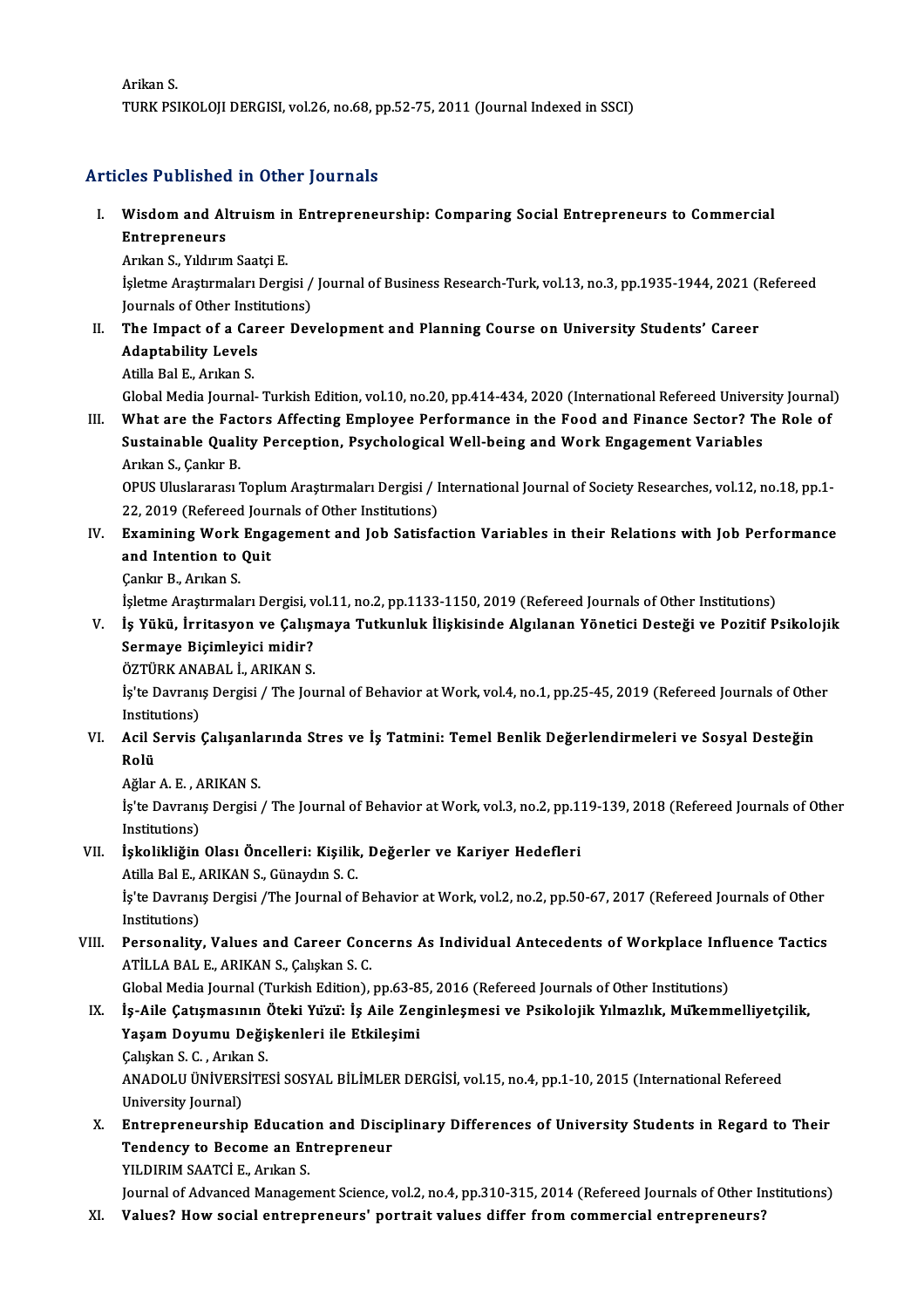Arikan S.
TURK PSIKOLOJI DERGISI, vol.26, no.68, pp.52-75, 2011 (Journal Indexed in SSCI)

## Articles Published in Other Journals

I. **Wisdom and Altruism in Entrepreneurship: Comparing Social Entrepreneurs to Commercial Entrepreneurs**
Arıkan S., Yıldırım Saatçi E.
İşletme Araştırmaları Dergisi / Journal of Business Research-Turk, vol.13, no.3, pp.1935-1944, 2021 (Refereed Journals of Other Institutions)

II. **The Impact of a Career Development and Planning Course on University Students' Career Adaptability Levels**
Atilla Bal E., Arıkan S.
Global Media Journal- Turkish Edition, vol.10, no.20, pp.414-434, 2020 (International Refereed University Journal)

III. **What are the Factors Affecting Employee Performance in the Food and Finance Sector? The Role of Sustainable Quality Perception, Psychological Well-being and Work Engagement Variables**
Arıkan S., Çankır B.
OPUS Uluslararası Toplum Araştırmaları Dergisi / International Journal of Society Researches, vol.12, no.18, pp.1-22, 2019 (Refereed Journals of Other Institutions)

IV. **Examining Work Engagement and Job Satisfaction Variables in their Relations with Job Performance and Intention to Quit**
Çankır B., Arıkan S.
İşletme Araştırmaları Dergisi, vol.11, no.2, pp.1133-1150, 2019 (Refereed Journals of Other Institutions)

V. **İş Yükü, İrritasyon ve Çalışmaya Tutkunluk İlişkisinde Algılanan Yönetici Desteği ve Pozitif Psikolojik Sermaye Biçimleyici midir?**
ÖZTÜRK ANABAL İ., ARIKAN S.
İş'te Davranış Dergisi / The Journal of Behavior at Work, vol.4, no.1, pp.25-45, 2019 (Refereed Journals of Other Institutions)

VI. **Acil Servis Çalışanlarında Stres ve İş Tatmini: Temel Benlik Değerlendirmeleri ve Sosyal Desteğin Rolü**
Ağlar A. E. , ARIKAN S.
İş'te Davranış Dergisi / The Journal of Behavior at Work, vol.3, no.2, pp.119-139, 2018 (Refereed Journals of Other Institutions)

VII. **İşkolikliğin Olası Öncelleri: Kişilik, Değerler ve Kariyer Hedefleri**
Atilla Bal E., ARIKAN S., Günaydın S. C.
İş'te Davranış Dergisi /The Journal of Behavior at Work, vol.2, no.2, pp.50-67, 2017 (Refereed Journals of Other Institutions)

VIII. **Personality, Values and Career Concerns As Individual Antecedents of Workplace Influence Tactics**
ATİLLA BAL E., ARIKAN S., Çalışkan S. C.
Global Media Journal (Turkish Edition), pp.63-85, 2016 (Refereed Journals of Other Institutions)

IX. **İş-Aile Çatışmasının Öteki Yüzü: İş Aile Zenginleşmesi ve Psikolojik Yılmazlık, Mükemmelliyetçilik, Yaşam Doyumu Değişkenleri ile Etkileşimi**
Çalışkan S. C. , Arıkan S.
ANADOLU ÜNİVERSİTESİ SOSYAL BİLİMLER DERGİSİ, vol.15, no.4, pp.1-10, 2015 (International Refereed University Journal)

X. **Entrepreneurship Education and Disciplinary Differences of University Students in Regard to Their Tendency to Become an Entrepreneur**
YILDIRIM SAATCİ E., Arıkan S.
Journal of Advanced Management Science, vol.2, no.4, pp.310-315, 2014 (Refereed Journals of Other Institutions)

XI. **Values? How social entrepreneurs' portrait values differ from commercial entrepreneurs?**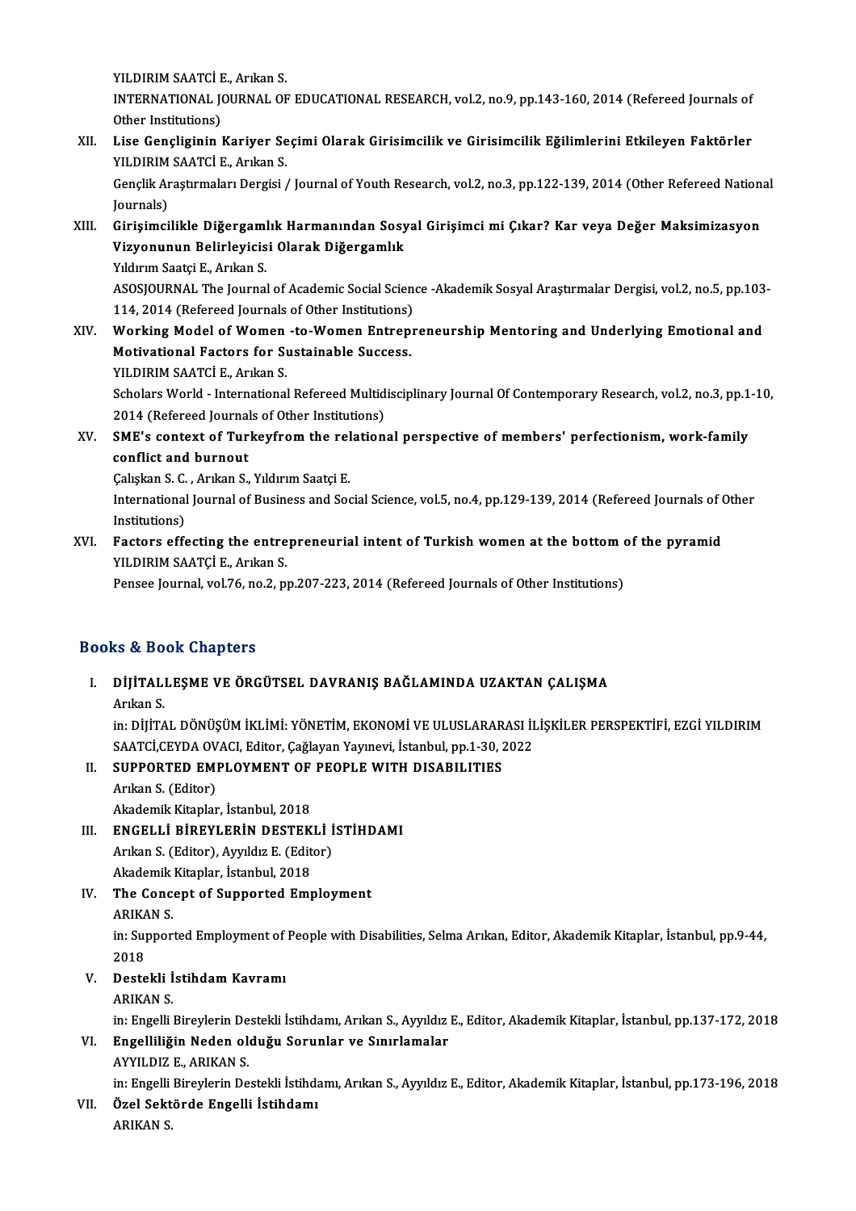YILDIRIM SAATCİ E., Arıkan S.
INTERNATIONAL JOURNAL OF EDUCATIONAL RESEARCH, vol.2, no.9, pp.143-160, 2014 (Refereed Journals of Other Institutions)

XII. **Lise Gençliginin Kariyer Seçimi Olarak Girisimcilik ve Girisimcilik Eğilimlerini Etkileyen Faktörler**
YILDIRIM SAATCİ E., Arıkan S.
Gençlik Araştırmaları Dergisi / Journal of Youth Research, vol.2, no.3, pp.122-139, 2014 (Other Refereed National Journals)

XIII. **Girişimcilikle Diğergamlık Harmanından Sosyal Girişimci mi Çıkar? Kar veya Değer Maksimizasyon Vizyonunun Belirleyicisi Olarak Diğergamlık**
Yıldırım Saatçi E., Arıkan S.
ASOSJOURNAL The Journal of Academic Social Science -Akademik Sosyal Araştırmalar Dergisi, vol.2, no.5, pp.103-114, 2014 (Refereed Journals of Other Institutions)

XIV. **Working Model of Women -to-Women Entrepreneurship Mentoring and Underlying Emotional and Motivational Factors for Sustainable Success.**
YILDIRIM SAATCİ E., Arıkan S.
Scholars World - International Refereed Multidisciplinary Journal Of Contemporary Research, vol.2, no.3, pp.1-10, 2014 (Refereed Journals of Other Institutions)

XV. **SME's context of Turkeyfrom the relational perspective of members' perfectionism, work-family conflict and burnout**
Çalışkan S. C. , Arıkan S., Yıldırım Saatçi E.
International Journal of Business and Social Science, vol.5, no.4, pp.129-139, 2014 (Refereed Journals of Other Institutions)

XVI. **Factors effecting the entrepreneurial intent of Turkish women at the bottom of the pyramid**
YILDIRIM SAATÇİ E., Arıkan S.
Pensee Journal, vol.76, no.2, pp.207-223, 2014 (Refereed Journals of Other Institutions)

## Books & Book Chapters

I. **DİJİTALLEŞME VE ÖRGÜTSEL DAVRANIŞ BAĞLAMINDA UZAKTAN ÇALIŞMA**
Arıkan S.
in: DİJİTAL DÖNÜŞÜM İKLİMİ: YÖNETİM, EKONOMİ VE ULUSLARARASI İLİŞKİLER PERSPEKTİFİ, EZGİ YILDIRIM SAATCİ,CEYDA OVACI, Editor, Çağlayan Yayınevi, İstanbul, pp.1-30, 2022

II. **SUPPORTED EMPLOYMENT OF PEOPLE WITH DISABILITIES**
Arıkan S. (Editor)
Akademik Kitaplar, İstanbul, 2018

III. **ENGELLİ BİREYLERİN DESTEKLİ İSTİHDAMI**
Arıkan S. (Editor), Ayyıldız E. (Editor)
Akademik Kitaplar, İstanbul, 2018

IV. **The Concept of Supported Employment**
ARIKAN S.
in: Supported Employment of People with Disabilities, Selma Arıkan, Editor, Akademik Kitaplar, İstanbul, pp.9-44, 2018

V. **Destekli İstihdam Kavramı**
ARIKAN S.
in: Engelli Bireylerin Destekli İstihdamı, Arıkan S., Ayyıldız E., Editor, Akademik Kitaplar, İstanbul, pp.137-172, 2018

VI. **Engelliliğin Neden olduğu Sorunlar ve Sınırlamalar**
AYYILDIZ E., ARIKAN S.
in: Engelli Bireylerin Destekli İstihdamı, Arıkan S., Ayyıldız E., Editor, Akademik Kitaplar, İstanbul, pp.173-196, 2018

VII. **Özel Sektörde Engelli İstihdamı**
ARIKAN S.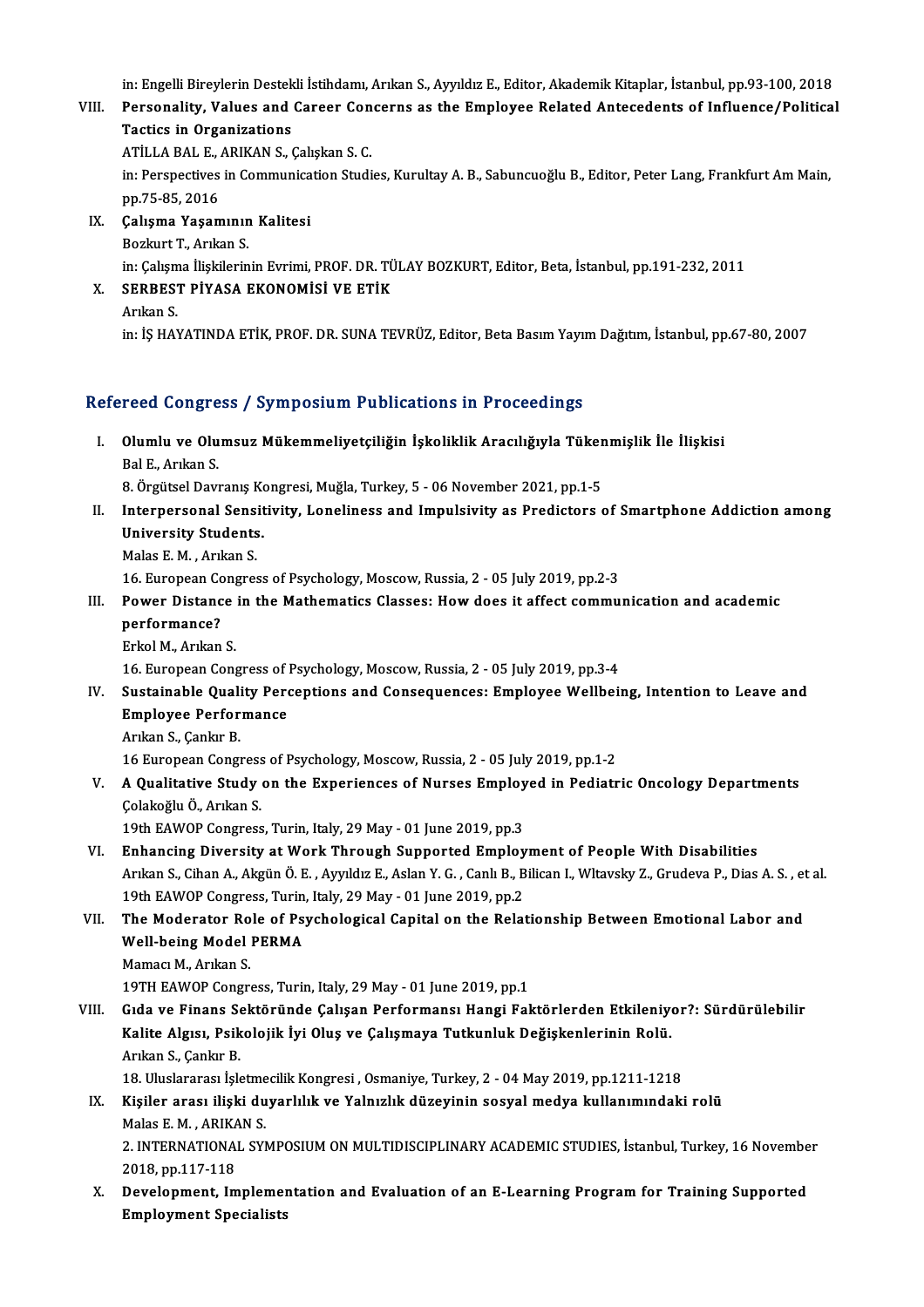in: Engelli Bireylerin Destekli İstihdamı, Arıkan S., Ayyıldız E., Editor, Akademik Kitaplar, İstanbul, pp.93-100, 2018

VIII. **Personality, Values and Career Concerns as the Employee Related Antecedents of Influence/Political Tactics in Organizations**
ATİLLA BAL E., ARIKAN S., Çalışkan S. C.
in: Perspectives in Communication Studies, Kurultay A. B., Sabuncuoğlu B., Editor, Peter Lang, Frankfurt Am Main, pp.75-85, 2016

IX. **Çalışma Yaşamının Kalitesi**
Bozkurt T., Arıkan S.
in: Çalışma İlişkilerinin Evrimi, PROF. DR. TÜLAY BOZKURT, Editor, Beta, İstanbul, pp.191-232, 2011

X. **SERBEST PİYASA EKONOMİSİ VE ETİK**
Arıkan S.
in: İŞ HAYATINDA ETİK, PROF. DR. SUNA TEVRÜZ, Editor, Beta Basım Yayım Dağıtım, İstanbul, pp.67-80, 2007

## Refereed Congress / Symposium Publications in Proceedings

I. **Olumlu ve Olumsuz Mükemmeliyetçiliğin İşkoliklik Aracılığıyla Tükenmişlik İle İlişkisi**
Bal E., Arıkan S.
8. Örgütsel Davranış Kongresi, Muğla, Turkey, 5 - 06 November 2021, pp.1-5

II. **Interpersonal Sensitivity, Loneliness and Impulsivity as Predictors of Smartphone Addiction among University Students.**
Malas E. M. , Arıkan S.
16. European Congress of Psychology, Moscow, Russia, 2 - 05 July 2019, pp.2-3

III. **Power Distance in the Mathematics Classes: How does it affect communication and academic performance?**
Erkol M., Arıkan S.
16. European Congress of Psychology, Moscow, Russia, 2 - 05 July 2019, pp.3-4

IV. **Sustainable Quality Perceptions and Consequences: Employee Wellbeing, Intention to Leave and Employee Performance**
Arıkan S., Çankır B.
16 European Congress of Psychology, Moscow, Russia, 2 - 05 July 2019, pp.1-2

V. **A Qualitative Study on the Experiences of Nurses Employed in Pediatric Oncology Departments**
Çolakoğlu Ö., Arıkan S.
19th EAWOP Congress, Turin, Italy, 29 May - 01 June 2019, pp.3

VI. **Enhancing Diversity at Work Through Supported Employment of People With Disabilities**
Arıkan S., Cihan A., Akgün Ö. E. , Ayyıldız E., Aslan Y. G. , Canlı B., Bilican I., Wltavsky Z., Grudeva P., Dias A. S. , et al.
19th EAWOP Congress, Turin, Italy, 29 May - 01 June 2019, pp.2

VII. **The Moderator Role of Psychological Capital on the Relationship Between Emotional Labor and Well-being Model PERMA**
Mamacı M., Arıkan S.
19TH EAWOP Congress, Turin, Italy, 29 May - 01 June 2019, pp.1

VIII. **Gıda ve Finans Sektöründe Çalışan Performansı Hangi Faktörlerden Etkileniyor?: Sürdürülebilir Kalite Algısı, Psikolojik İyi Oluş ve Çalışmaya Tutkunluk Değişkenlerinin Rolü.**
Arıkan S., Çankır B.
18. Uluslararası İşletmecilik Kongresi , Osmaniye, Turkey, 2 - 04 May 2019, pp.1211-1218

IX. **Kişiler arası ilişki duyarlılık ve Yalnızlık düzeyinin sosyal medya kullanımındaki rolü**
Malas E. M. , ARIKAN S.
2. INTERNATIONAL SYMPOSIUM ON MULTIDISCIPLINARY ACADEMIC STUDIES, İstanbul, Turkey, 16 November 2018, pp.117-118

X. **Development, Implementation and Evaluation of an E-Learning Program for Training Supported Employment Specialists**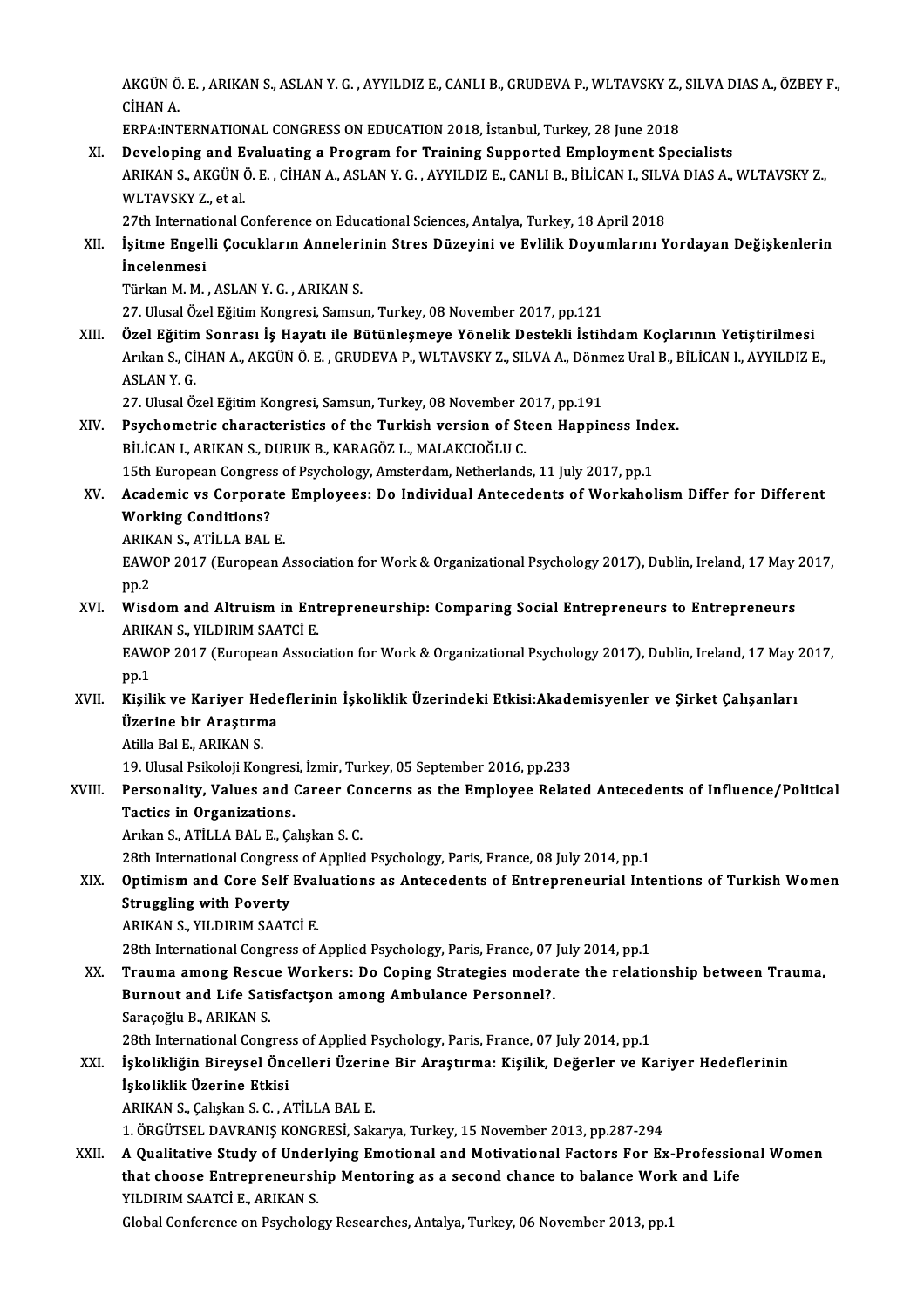AKGÜN Ö. E. , ARIKAN S., ASLAN Y. G. , AYYILDIZ E., CANLI B., GRUDEVA P., WLTAVSKY Z., SILVA DIAS A., ÖZBEY F., CİHAN A.

ERPA:INTERNATIONAL CONGRESS ON EDUCATION 2018, İstanbul, Turkey, 28 June 2018

XI. **Developing and Evaluating a Program for Training Supported Employment Specialists**
ARIKAN S., AKGÜN Ö. E. , CİHAN A., ASLAN Y. G. , AYYILDIZ E., CANLI B., BİLİCAN I., SILVA DIAS A., WLTAVSKY Z., WLTAVSKY Z., et al.
27th International Conference on Educational Sciences, Antalya, Turkey, 18 April 2018

XII. **İşitme Engelli Çocukların Annelerinin Stres Düzeyini ve Evlilik Doyumlarını Yordayan Değişkenlerin İncelenmesi**
Türkan M. M. , ASLAN Y. G. , ARIKAN S.
27. Ulusal Özel Eğitim Kongresi, Samsun, Turkey, 08 November 2017, pp.121

XIII. **Özel Eğitim Sonrası İş Hayatı ile Bütünleşmeye Yönelik Destekli İstihdam Koçlarının Yetiştirilmesi**
Arıkan S., CİHAN A., AKGÜN Ö. E. , GRUDEVA P., WLTAVSKY Z., SILVA A., Dönmez Ural B., BİLİCAN I., AYYILDIZ E., ASLAN Y. G.
27. Ulusal Özel Eğitim Kongresi, Samsun, Turkey, 08 November 2017, pp.191

XIV. **Psychometric characteristics of the Turkish version of Steen Happiness Index.**
BİLİCAN I., ARIKAN S., DURUK B., KARAGÖZ L., MALAKCIOĞLU C.
15th European Congress of Psychology, Amsterdam, Netherlands, 11 July 2017, pp.1

XV. **Academic vs Corporate Employees: Do Individual Antecedents of Workaholism Differ for Different Working Conditions?**
ARIKAN S., ATİLLA BAL E.
EAWOP 2017 (European Association for Work & Organizational Psychology 2017), Dublin, Ireland, 17 May 2017, pp.2

XVI. **Wisdom and Altruism in Entrepreneurship: Comparing Social Entrepreneurs to Entrepreneurs**
ARIKAN S., YILDIRIM SAATCİ E.
EAWOP 2017 (European Association for Work & Organizational Psychology 2017), Dublin, Ireland, 17 May 2017, pp.1

XVII. **Kişilik ve Kariyer Hedeflerinin İşkoliklik Üzerindeki Etkisi:Akademisyenler ve Şirket Çalışanları Üzerine bir Araştırma**
Atilla Bal E., ARIKAN S.
19. Ulusal Psikoloji Kongresi, İzmir, Turkey, 05 September 2016, pp.233

XVIII. **Personality, Values and Career Concerns as the Employee Related Antecedents of Influence/Political Tactics in Organizations.**
Arıkan S., ATİLLA BAL E., Çalışkan S. C.
28th International Congress of Applied Psychology, Paris, France, 08 July 2014, pp.1

XIX. **Optimism and Core Self Evaluations as Antecedents of Entrepreneurial Intentions of Turkish Women Struggling with Poverty**
ARIKAN S., YILDIRIM SAATCİ E.
28th International Congress of Applied Psychology, Paris, France, 07 July 2014, pp.1

XX. **Trauma among Rescue Workers: Do Coping Strategies moderate the relationship between Trauma, Burnout and Life Satisfactşon among Ambulance Personnel?.**
Saraçoğlu B., ARIKAN S.
28th International Congress of Applied Psychology, Paris, France, 07 July 2014, pp.1

XXI. **İşkolikliğin Bireysel Öncelleri Üzerine Bir Araştırma: Kişilik, Değerler ve Kariyer Hedeflerinin İşkoliklik Üzerine Etkisi**
ARIKAN S., Çalışkan S. C. , ATİLLA BAL E.
1. ÖRGÜTSEL DAVRANIŞ KONGRESİ, Sakarya, Turkey, 15 November 2013, pp.287-294

XXII. **A Qualitative Study of Underlying Emotional and Motivational Factors For Ex-Professional Women that choose Entrepreneurship Mentoring as a second chance to balance Work and Life**
YILDIRIM SAATCİ E., ARIKAN S.
Global Conference on Psychology Researches, Antalya, Turkey, 06 November 2013, pp.1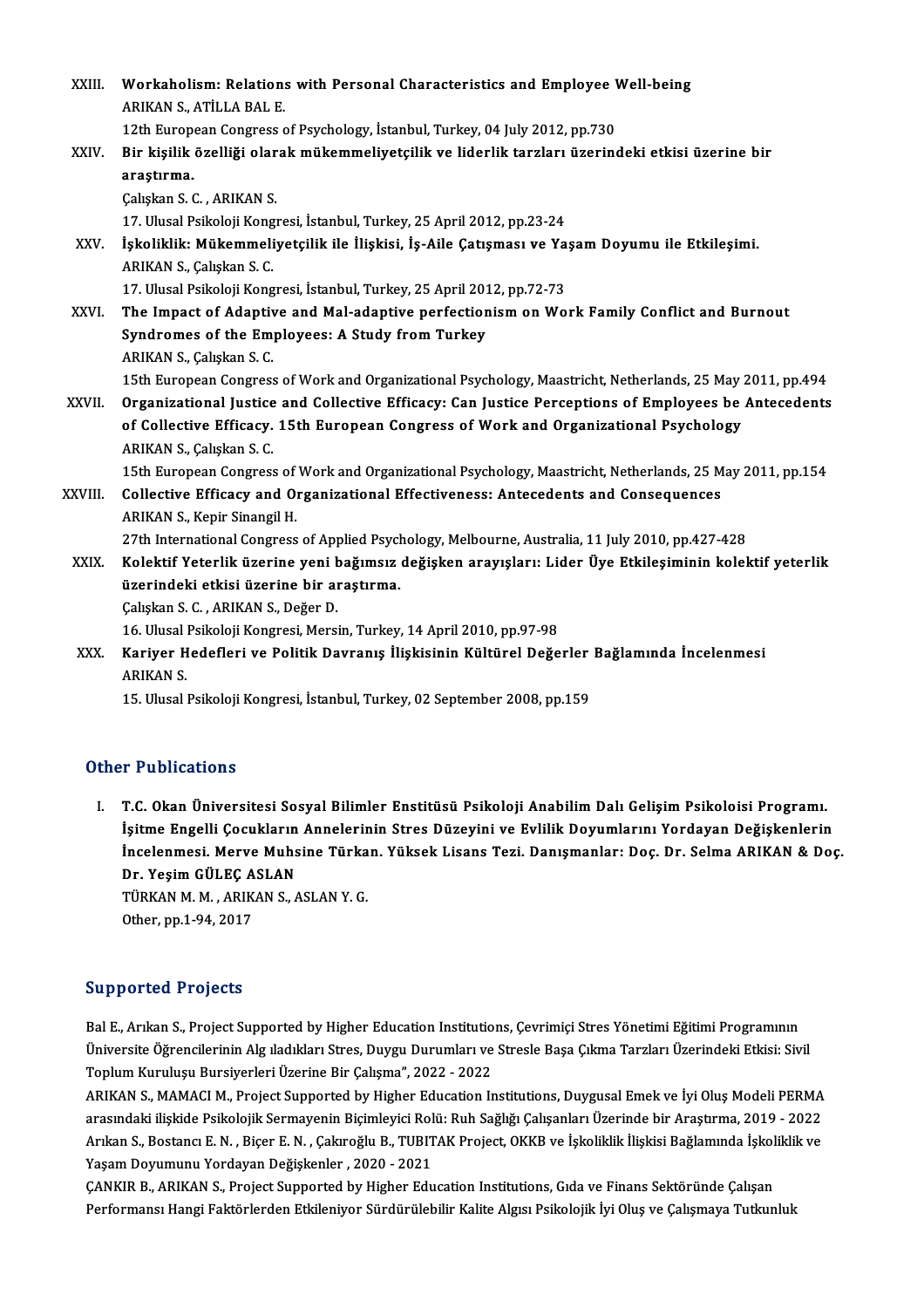XXIII. **Workaholism: Relations with Personal Characteristics and Employee Well-being**
ARIKAN S., ATİLLA BAL E.
12th European Congress of Psychology, İstanbul, Turkey, 04 July 2012, pp.730

XXIV. **Bir kişilik özelliği olarak mükemmeliyetçilik ve liderlik tarzları üzerindeki etkisi üzerine bir araştırma.**
Çalışkan S. C. , ARIKAN S.
17. Ulusal Psikoloji Kongresi, İstanbul, Turkey, 25 April 2012, pp.23-24

XXV. **İşkoliklik: Mükemmeliyetçilik ile İlişkisi, İş-Aile Çatışması ve Yaşam Doyumu ile Etkileşimi.**
ARIKAN S., Çalışkan S. C.
17. Ulusal Psikoloji Kongresi, İstanbul, Turkey, 25 April 2012, pp.72-73

XXVI. **The Impact of Adaptive and Mal-adaptive perfectionism on Work Family Conflict and Burnout Syndromes of the Employees: A Study from Turkey**
ARIKAN S., Çalışkan S. C.
15th European Congress of Work and Organizational Psychology, Maastricht, Netherlands, 25 May 2011, pp.494

XXVII. **Organizational Justice and Collective Efficacy: Can Justice Perceptions of Employees be Antecedents of Collective Efficacy. 15th European Congress of Work and Organizational Psychology**
ARIKAN S., Çalışkan S. C.
15th European Congress of Work and Organizational Psychology, Maastricht, Netherlands, 25 May 2011, pp.154

XXVIII. **Collective Efficacy and Organizational Effectiveness: Antecedents and Consequences**
ARIKAN S., Kepir Sinangil H.
27th International Congress of Applied Psychology, Melbourne, Australia, 11 July 2010, pp.427-428

XXIX. **Kolektif Yeterlik üzerine yeni bağımsız değişken arayışları: Lider Üye Etkileşiminin kolektif yeterlik üzerindeki etkisi üzerine bir araştırma.**
Çalışkan S. C. , ARIKAN S., Değer D.
16. Ulusal Psikoloji Kongresi, Mersin, Turkey, 14 April 2010, pp.97-98

XXX. **Kariyer Hedefleri ve Politik Davranış İlişkisinin Kültürel Değerler Bağlamında İncelenmesi**
ARIKAN S.
15. Ulusal Psikoloji Kongresi, İstanbul, Turkey, 02 September 2008, pp.159

## Other Publications

I. **T.C. Okan Üniversitesi Sosyal Bilimler Enstitüsü Psikoloji Anabilim Dalı Gelişim Psikoloisi Programı. İşitme Engelli Çocukların Annelerinin Stres Düzeyini ve Evlilik Doyumlarını Yordayan Değişkenlerin İncelenmesi. Merve Muhsine Türkan. Yüksek Lisans Tezi. Danışmanlar: Doç. Dr. Selma ARIKAN & Doç. Dr. Yeşim GÜLEÇ ASLAN**
TÜRKAN M. M. , ARIKAN S., ASLAN Y. G.
Other, pp.1-94, 2017

## Supported Projects

Bal E., Arıkan S., Project Supported by Higher Education Institutions, Çevrimiçi Stres Yönetimi Eğitimi Programının Üniversite Öğrencilerinin Alg ıladıkları Stres, Duygu Durumları ve Stresle Başa Çıkma Tarzları Üzerindeki Etkisi: Sivil Toplum Kuruluşu Bursiyerleri Üzerine Bir Çalışma", 2022 - 2022

ARIKAN S., MAMACI M., Project Supported by Higher Education Institutions, Duygusal Emek ve İyi Oluş Modeli PERMA arasındaki ilişkide Psikolojik Sermayenin Biçimleyici Rolü: Ruh Sağlığı Çalışanları Üzerinde bir Araştırma, 2019 - 2022

Arıkan S., Bostancı E. N. , Biçer E. N. , Çakıroğlu B., TUBITAK Project, OKKB ve İşkoliklik İlişkisi Bağlamında İşkoliklik ve Yaşam Doyumunu Yordayan Değişkenler , 2020 - 2021

ÇANKIR B., ARIKAN S., Project Supported by Higher Education Institutions, Gıda ve Finans Sektöründe Çalışan Performansı Hangi Faktörlerden Etkileniyor Sürdürülebilir Kalite Algısı Psikolojik İyi Oluş ve Çalışmaya Tutkunluk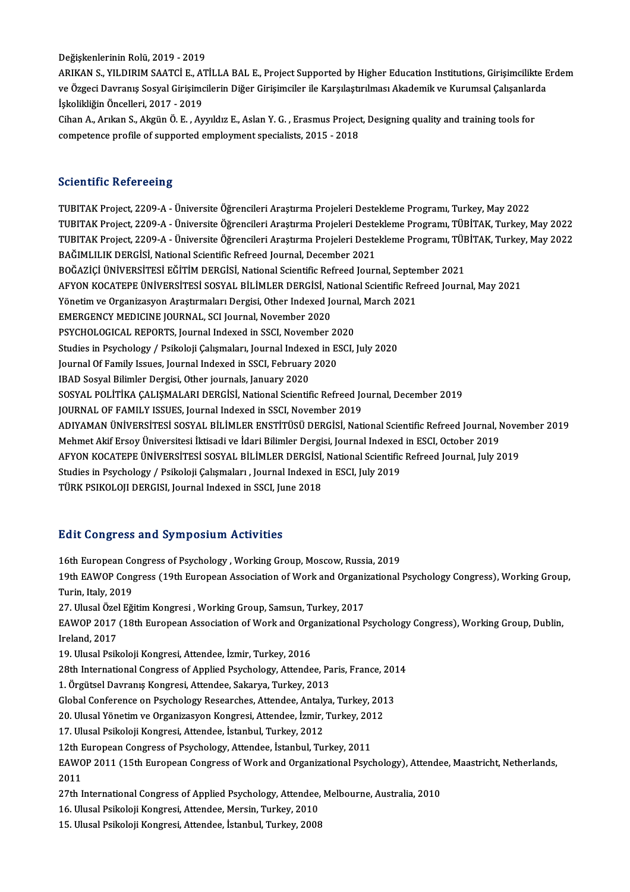Değişkenlerinin Rolü, 2019 - 2019

ARIKAN S., YILDIRIM SAATCİ E., ATİLLA BAL E., Project Supported by Higher Education Institutions, Girişimcilikte Erdem ve Özgeci Davranış Sosyal Girişimcilerin Diğer Girişimciler ile Karşılaştırılması Akademik ve Kurumsal Çalışanlarda İşkolikliğin Öncelleri, 2017 - 2019

Cihan A., Arıkan S., Akgün Ö. E. , Ayyıldız E., Aslan Y. G. , Erasmus Project, Designing quality and training tools for competence profile of supported employment specialists, 2015 - 2018

## Scientific Refereeing

TUBITAK Project, 2209-A - Üniversite Öğrencileri Araştırma Projeleri Destekleme Programı, Turkey, May 2022
TUBITAK Project, 2209-A - Üniversite Öğrencileri Araştırma Projeleri Destekleme Programı, TÜBİTAK, Turkey, May 2022
TUBITAK Project, 2209-A - Üniversite Öğrencileri Araştırma Projeleri Destekleme Programı, TÜBİTAK, Turkey, May 2022
BAĞIMLILIK DERGİSİ, National Scientific Refreed Journal, December 2021
BOĞAZİÇİ ÜNİVERSİTESİ EĞİTİM DERGİSİ, National Scientific Refreed Journal, September 2021
AFYON KOCATEPE ÜNİVERSİTESİ SOSYAL BİLİMLER DERGİSİ, National Scientific Refreed Journal, May 2021
Yönetim ve Organizasyon Araştırmaları Dergisi, Other Indexed Journal, March 2021
EMERGENCY MEDICINE JOURNAL, SCI Journal, November 2020
PSYCHOLOGICAL REPORTS, Journal Indexed in SSCI, November 2020
Studies in Psychology / Psikoloji Çalışmaları, Journal Indexed in ESCI, July 2020
Journal Of Family Issues, Journal Indexed in SSCI, February 2020
IBAD Sosyal Bilimler Dergisi, Other journals, January 2020
SOSYAL POLİTİKA ÇALIŞMALARI DERGİSİ, National Scientific Refreed Journal, December 2019
JOURNAL OF FAMILY ISSUES, Journal Indexed in SSCI, November 2019
ADIYAMAN ÜNİVERSİTESİ SOSYAL BİLİMLER ENSTİTÜSÜ DERGİSİ, National Scientific Refreed Journal, November 2019
Mehmet Akif Ersoy Üniversitesi İktisadi ve İdari Bilimler Dergisi, Journal Indexed in ESCI, October 2019
AFYON KOCATEPE ÜNİVERSİTESİ SOSYAL BİLİMLER DERGİSİ, National Scientific Refreed Journal, July 2019
Studies in Psychology / Psikoloji Çalışmaları , Journal Indexed in ESCI, July 2019
TÜRK PSIKOLOJI DERGISI, Journal Indexed in SSCI, June 2018

## Edit Congress and Symposium Activities

16th European Congress of Psychology , Working Group, Moscow, Russia, 2019
19th EAWOP Congress (19th European Association of Work and Organizational Psychology Congress), Working Group, Turin, Italy, 2019
27. Ulusal Özel Eğitim Kongresi , Working Group, Samsun, Turkey, 2017
EAWOP 2017 (18th European Association of Work and Organizational Psychology Congress), Working Group, Dublin, Ireland, 2017
19. Ulusal Psikoloji Kongresi, Attendee, İzmir, Turkey, 2016
28th International Congress of Applied Psychology, Attendee, Paris, France, 2014
1. Örgütsel Davranış Kongresi, Attendee, Sakarya, Turkey, 2013
Global Conference on Psychology Researches, Attendee, Antalya, Turkey, 2013
20. Ulusal Yönetim ve Organizasyon Kongresi, Attendee, İzmir, Turkey, 2012
17. Ulusal Psikoloji Kongresi, Attendee, İstanbul, Turkey, 2012
12th European Congress of Psychology, Attendee, İstanbul, Turkey, 2011
EAWOP 2011 (15th European Congress of Work and Organizational Psychology), Attendee, Maastricht, Netherlands, 2011
27th International Congress of Applied Psychology, Attendee, Melbourne, Australia, 2010
16. Ulusal Psikoloji Kongresi, Attendee, Mersin, Turkey, 2010
15. Ulusal Psikoloji Kongresi, Attendee, İstanbul, Turkey, 2008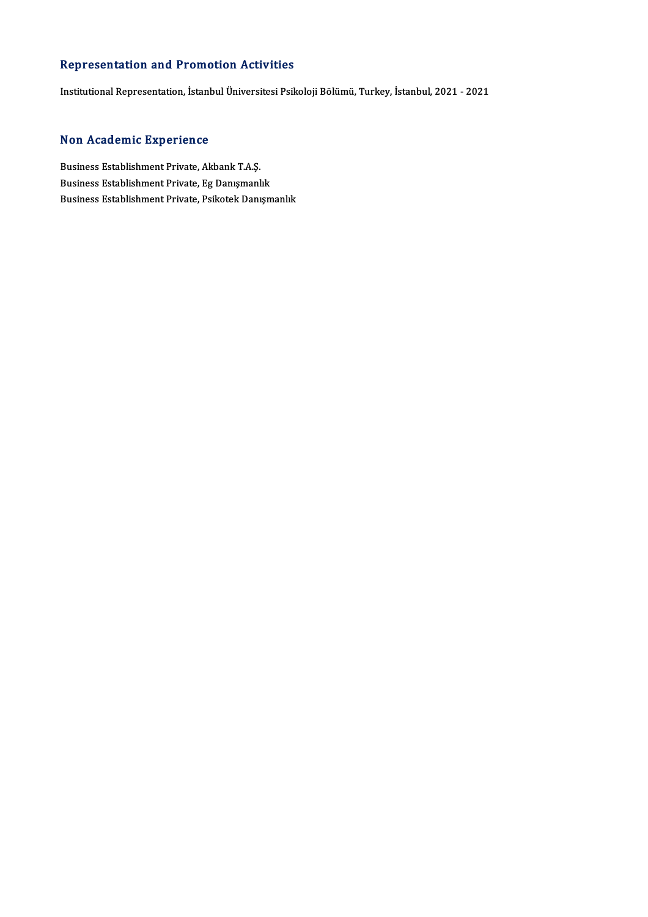## Representation and Promotion Activities

Institutional Representation, İstanbul Üniversitesi Psikoloji Bölümü, Turkey, İstanbul, 2021 - 2021

## Non Academic Experience

Business Establishment Private, Akbank T.A.Ş.
Business Establishment Private, Eg Danışmanlık
Business Establishment Private, Psikotek Danışmanlık